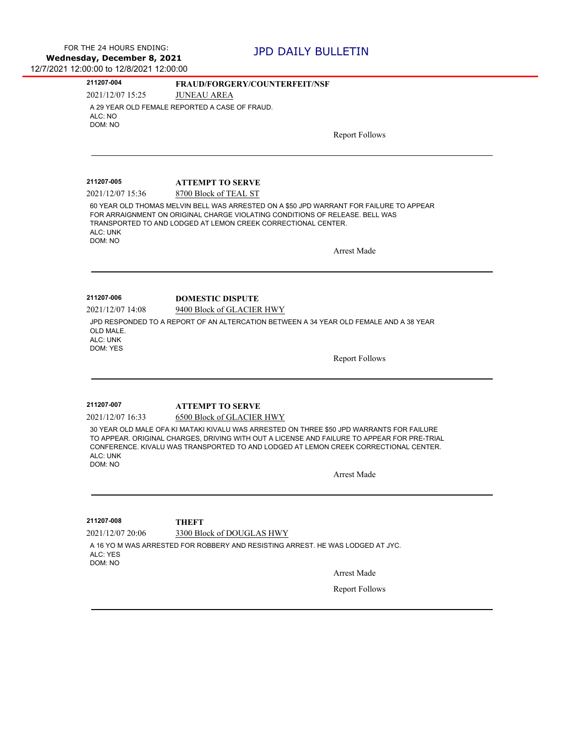FOR THE 24 HOURS ENDING:
**Wednesday, December 8, 2021**
12/7/2021 12:00:00 to 12/8/2021 12:00:00

# JPD DAILY BULLETIN

---

**211207-004** **FRAUD/FORGERY/COUNTERFEIT/NSF**

2021/12/07 15:25 JUNEAU AREA

A 29 YEAR OLD FEMALE REPORTED A CASE OF FRAUD.
ALC: NO
DOM: NO

Report Follows

---

**211207-005** **ATTEMPT TO SERVE**

2021/12/07 15:36 8700 Block of TEAL ST

60 YEAR OLD THOMAS MELVIN BELL WAS ARRESTED ON A $50 JPD WARRANT FOR FAILURE TO APPEAR FOR ARRAIGNMENT ON ORIGINAL CHARGE VIOLATING CONDITIONS OF RELEASE. BELL WAS TRANSPORTED TO AND LODGED AT LEMON CREEK CORRECTIONAL CENTER.
ALC: UNK
DOM: NO

Arrest Made

---

**211207-006** **DOMESTIC DISPUTE**

2021/12/07 14:08 9400 Block of GLACIER HWY

JPD RESPONDED TO A REPORT OF AN ALTERCATION BETWEEN A 34 YEAR OLD FEMALE AND A 38 YEAR OLD MALE.
ALC: UNK
DOM: YES

Report Follows

---

**211207-007** **ATTEMPT TO SERVE**

2021/12/07 16:33 6500 Block of GLACIER HWY

30 YEAR OLD MALE OFA KI MATAKI KIVALU WAS ARRESTED ON THREE $50 JPD WARRANTS FOR FAILURE TO APPEAR. ORIGINAL CHARGES, DRIVING WITH OUT A LICENSE AND FAILURE TO APPEAR FOR PRE-TRIAL CONFERENCE. KIVALU WAS TRANSPORTED TO AND LODGED AT LEMON CREEK CORRECTIONAL CENTER.
ALC: UNK
DOM: NO

Arrest Made

---

**211207-008** **THEFT**

2021/12/07 20:06 3300 Block of DOUGLAS HWY

A 16 YO M WAS ARRESTED FOR ROBBERY AND RESISTING ARREST. HE WAS LODGED AT JYC.
ALC: YES
DOM: NO

Arrest Made

Report Follows

---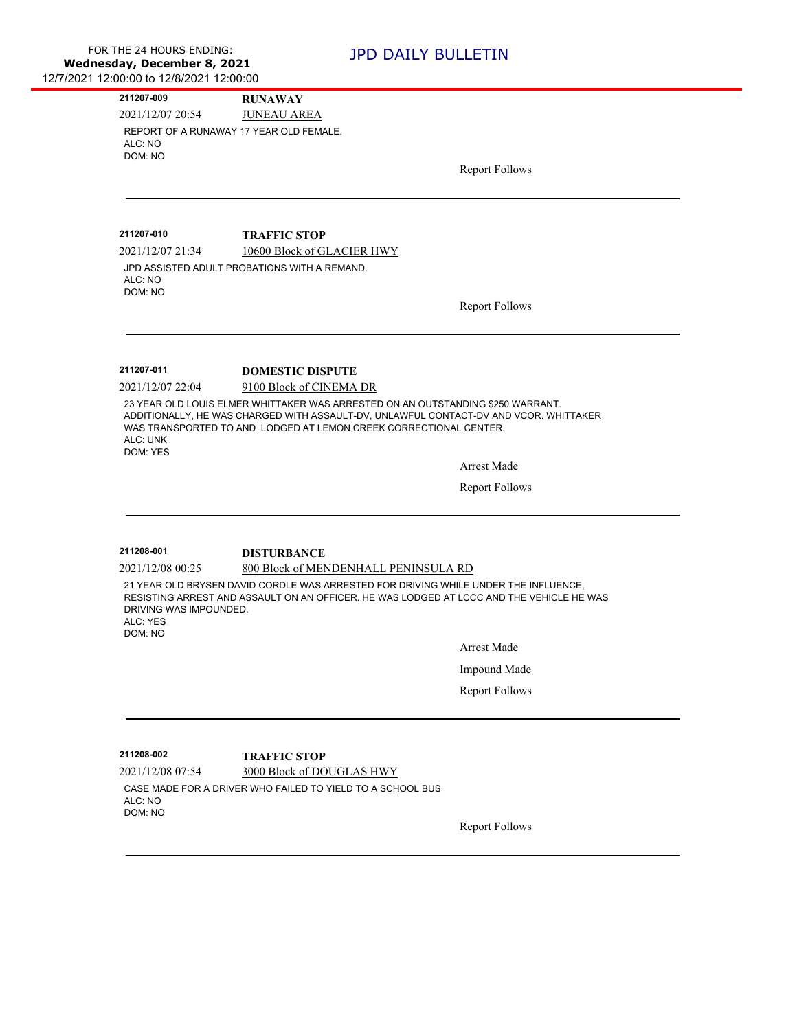**211207-009** **RUNAWAY**

2021/12/07 20:54 JUNEAU AREA

REPORT OF A RUNAWAY 17 YEAR OLD FEMALE.
ALC: NO
DOM: NO

Report Follows

---

**211207-010** **TRAFFIC STOP**

2021/12/07 21:34 10600 Block of GLACIER HWY

JPD ASSISTED ADULT PROBATIONS WITH A REMAND.
ALC: NO
DOM: NO

Report Follows

---

**211207-011** **DOMESTIC DISPUTE**

2021/12/07 22:04 9100 Block of CINEMA DR

23 YEAR OLD LOUIS ELMER WHITTAKER WAS ARRESTED ON AN OUTSTANDING $250 WARRANT. ADDITIONALLY, HE WAS CHARGED WITH ASSAULT-DV, UNLAWFUL CONTACT-DV AND VCOR. WHITTAKER WAS TRANSPORTED TO AND LODGED AT LEMON CREEK CORRECTIONAL CENTER.
ALC: UNK
DOM: YES

Arrest Made

Report Follows

---

**211208-001** **DISTURBANCE**

2021/12/08 00:25 800 Block of MENDENHALL PENINSULA RD

21 YEAR OLD BRYSEN DAVID CORDLE WAS ARRESTED FOR DRIVING WHILE UNDER THE INFLUENCE, RESISTING ARREST AND ASSAULT ON AN OFFICER. HE WAS LODGED AT LCCC AND THE VEHICLE HE WAS DRIVING WAS IMPOUNDED.
ALC: YES
DOM: NO

Arrest Made

Impound Made

Report Follows

---

**211208-002** **TRAFFIC STOP**

2021/12/08 07:54 3000 Block of DOUGLAS HWY

CASE MADE FOR A DRIVER WHO FAILED TO YIELD TO A SCHOOL BUS
ALC: NO
DOM: NO

Report Follows

---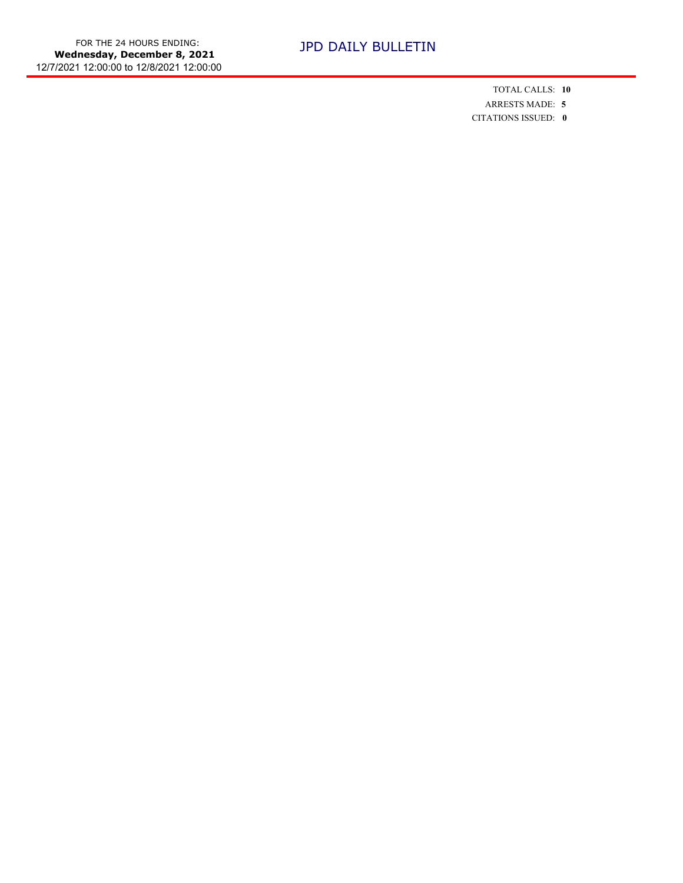TOTAL CALLS: **10**

ARRESTS MADE: **5**

CITATIONS ISSUED: **0**